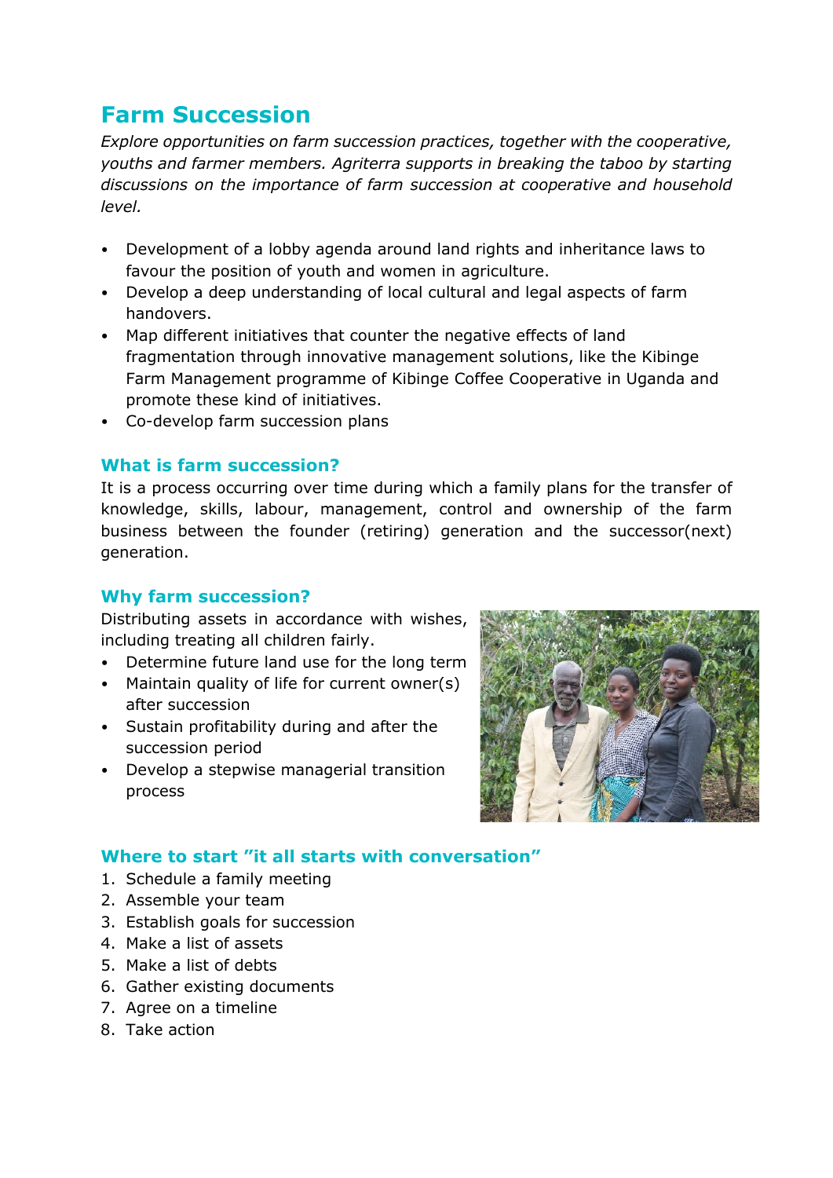# Farm Succession

*Explore opportunities on farm succession practices, together with the cooperative, youths and farmer members. Agriterra supports in breaking the taboo by starting discussions on the importance of farm succession at cooperative and household level.*

- Development of a lobby agenda around land rights and inheritance laws to favour the position of youth and women in agriculture.
- Develop a deep understanding of local cultural and legal aspects of farm handovers.
- Map different initiatives that counter the negative effects of land fragmentation through innovative management solutions, like the Kibinge Farm Management programme of Kibinge Coffee Cooperative in Uganda and promote these kind of initiatives.
- Co-develop farm succession plans

## What is farm succession?

It is a process occurring over time during which a family plans for the transfer of knowledge, skills, labour, management, control and ownership of the farm business between the founder (retiring) generation and the successor(next) generation.

## Why farm succession?

Distributing assets in accordance with wishes, including treating all children fairly.

- Determine future land use for the long term
- Maintain quality of life for current owner(s) after succession
- Sustain profitability during and after the succession period
- Develop a stepwise managerial transition process

## Where to start "it all starts with conversation"

1. Schedule a family meeting
2. Assemble your team
3. Establish goals for succession
4. Make a list of assets
5. Make a list of debts
6. Gather existing documents
7. Agree on a timeline
8. Take action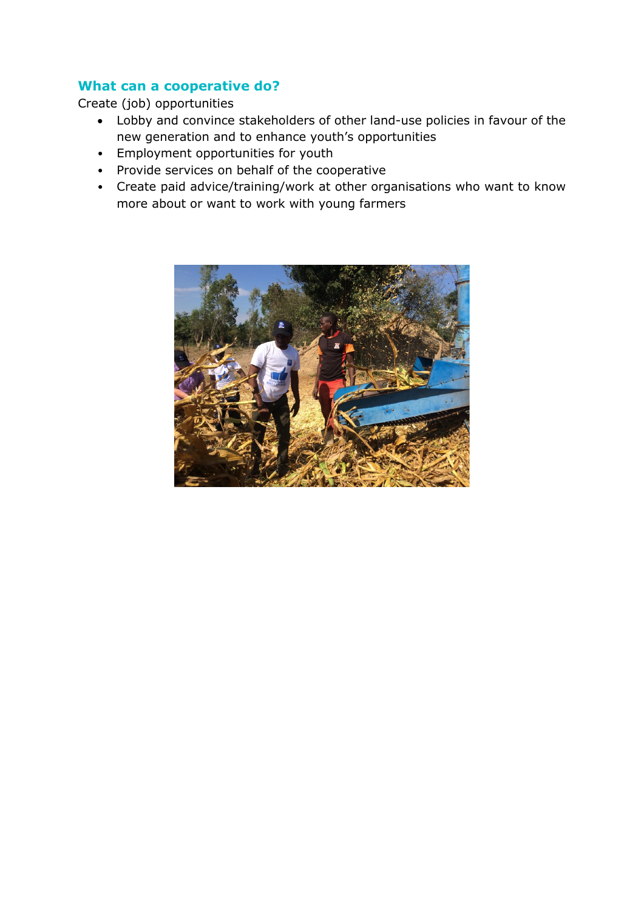### What can a cooperative do?

Create (job) opportunities

- Lobby and convince stakeholders of other land-use policies in favour of the new generation and to enhance youth's opportunities
- Employment opportunities for youth
- Provide services on behalf of the cooperative
- Create paid advice/training/work at other organisations who want to know more about or want to work with young farmers